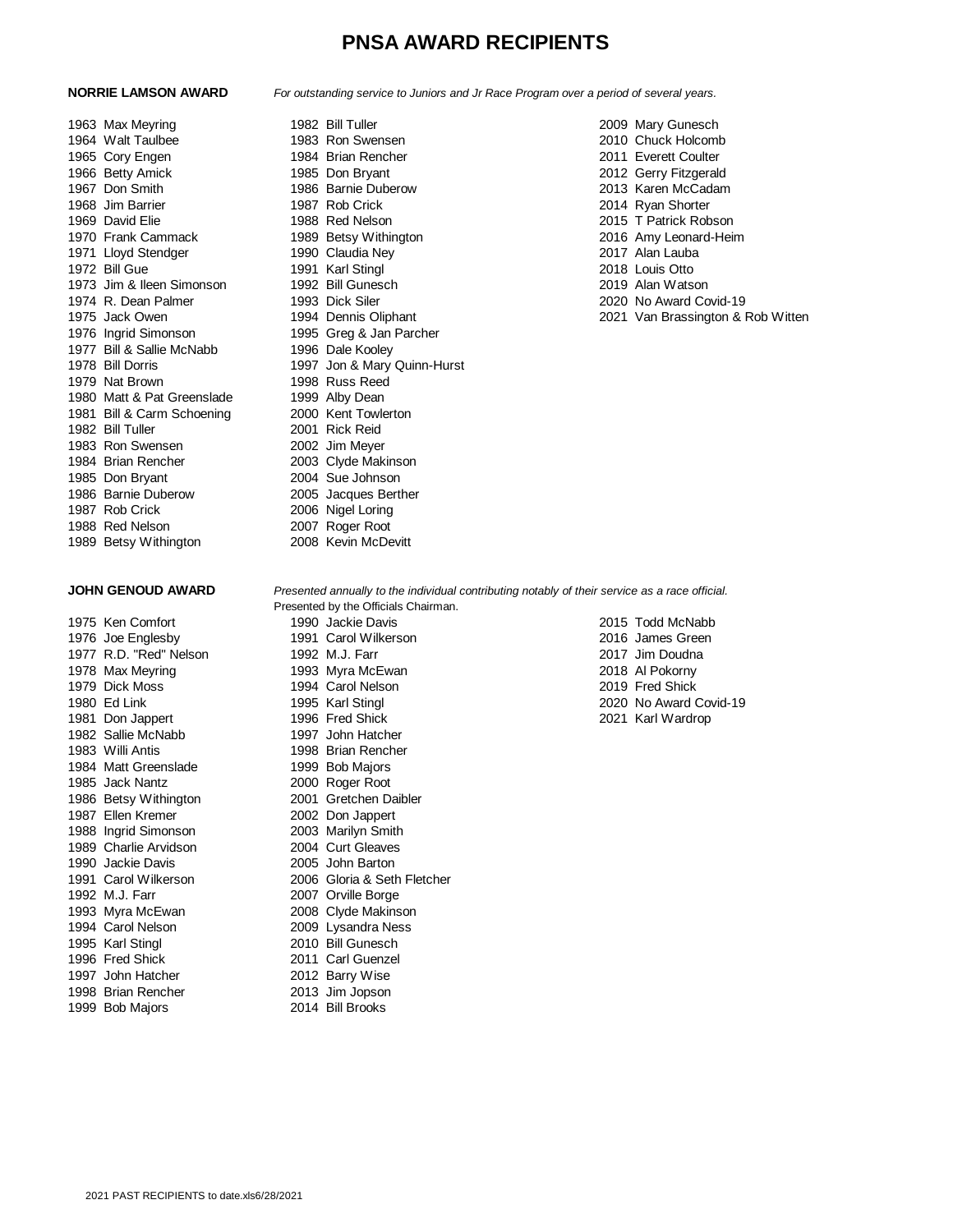# PNSA AWARD RECIPIENTS

**NORRIE LAMSON AWARD** *For outstanding service to Juniors and Jr Race Program over a period of several years.*

1963 Max Meyring
1964 Walt Taulbee
1965 Cory Engen
1966 Betty Amick
1967 Don Smith
1968 Jim Barrier
1969 David Elie
1970 Frank Cammack
1971 Lloyd Stendger
1972 Bill Gue
1973 Jim & Ileen Simonson
1974 R. Dean Palmer
1975 Jack Owen
1976 Ingrid Simonson
1977 Bill & Sallie McNabb
1978 Bill Dorris
1979 Nat Brown
1980 Matt & Pat Greenslade
1981 Bill & Carm Schoening
1982 Bill Tuller
1983 Ron Swensen
1984 Brian Rencher
1985 Don Bryant
1986 Barnie Duberow
1987 Rob Crick
1988 Red Nelson
1989 Betsy Withington

1982 Bill Tuller
1983 Ron Swensen
1984 Brian Rencher
1985 Don Bryant
1986 Barnie Duberow
1987 Rob Crick
1988 Red Nelson
1989 Betsy Withington
1990 Claudia Ney
1991 Karl Stingl
1992 Bill Gunesch
1993 Dick Siler
1994 Dennis Oliphant
1995 Greg & Jan Parcher
1996 Dale Kooley
1997 Jon & Mary Quinn-Hurst
1998 Russ Reed
1999 Alby Dean
2000 Kent Towlerton
2001 Rick Reid
2002 Jim Meyer
2003 Clyde Makinson
2004 Sue Johnson
2005 Jacques Berther
2006 Nigel Loring
2007 Roger Root
2008 Kevin McDevitt

2009 Mary Gunesch
2010 Chuck Holcomb
2011 Everett Coulter
2012 Gerry Fitzgerald
2013 Karen McCadam
2014 Ryan Shorter
2015 T Patrick Robson
2016 Amy Leonard-Heim
2017 Alan Lauba
2018 Louis Otto
2019 Alan Watson
2020 No Award Covid-19
2021 Van Brassington & Rob Witten

**JOHN GENOUD AWARD** *Presented annually to the individual contributing notably of their service as a race official.*
Presented by the Officials Chairman.

1975 Ken Comfort
1976 Joe Englesby
1977 R.D. "Red" Nelson
1978 Max Meyring
1979 Dick Moss
1980 Ed Link
1981 Don Jappert
1982 Sallie McNabb
1983 Willi Antis
1984 Matt Greenslade
1985 Jack Nantz
1986 Betsy Withington
1987 Ellen Kremer
1988 Ingrid Simonson
1989 Charlie Arvidson
1990 Jackie Davis
1991 Carol Wilkerson
1992 M.J. Farr
1993 Myra McEwan
1994 Carol Nelson
1995 Karl Stingl
1996 Fred Shick
1997 John Hatcher
1998 Brian Rencher
1999 Bob Majors

1990 Jackie Davis
1991 Carol Wilkerson
1992 M.J. Farr
1993 Myra McEwan
1994 Carol Nelson
1995 Karl Stingl
1996 Fred Shick
1997 John Hatcher
1998 Brian Rencher
1999 Bob Majors
2000 Roger Root
2001 Gretchen Daibler
2002 Don Jappert
2003 Marilyn Smith
2004 Curt Gleaves
2005 John Barton
2006 Gloria & Seth Fletcher
2007 Orville Borge
2008 Clyde Makinson
2009 Lysandra Ness
2010 Bill Gunesch
2011 Carl Guenzel
2012 Barry Wise
2013 Jim Jopson
2014 Bill Brooks

2015 Todd McNabb
2016 James Green
2017 Jim Doudna
2018 Al Pokorny
2019 Fred Shick
2020 No Award Covid-19
2021 Karl Wardrop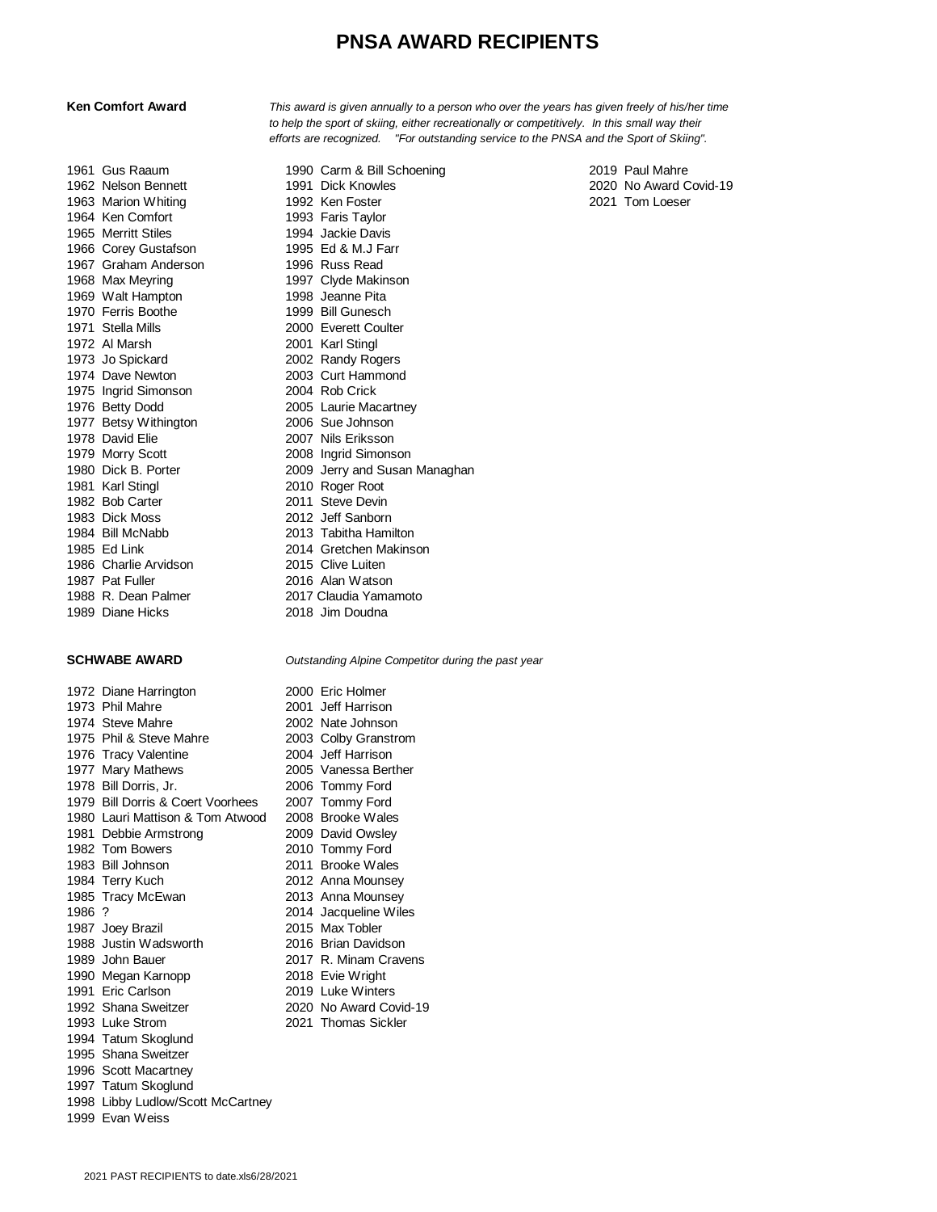# PNSA AWARD RECIPIENTS

**Ken Comfort Award**

*This award is given annually to a person who over the years has given freely of his/her time to help the sport of skiing, either recreationally or competitively. In this small way their efforts are recognized. "For outstanding service to the PNSA and the Sport of Skiing".*

1961 Gus Raaum
1962 Nelson Bennett
1963 Marion Whiting
1964 Ken Comfort
1965 Merritt Stiles
1966 Corey Gustafson
1967 Graham Anderson
1968 Max Meyring
1969 Walt Hampton
1970 Ferris Boothe
1971 Stella Mills
1972 Al Marsh
1973 Jo Spickard
1974 Dave Newton
1975 Ingrid Simonson
1976 Betty Dodd
1977 Betsy Withington
1978 David Elie
1979 Morry Scott
1980 Dick B. Porter
1981 Karl Stingl
1982 Bob Carter
1983 Dick Moss
1984 Bill McNabb
1985 Ed Link
1986 Charlie Arvidson
1987 Pat Fuller
1988 R. Dean Palmer
1989 Diane Hicks
1990 Carm & Bill Schoening
1991 Dick Knowles
1992 Ken Foster
1993 Faris Taylor
1994 Jackie Davis
1995 Ed & M.J Farr
1996 Russ Read
1997 Clyde Makinson
1998 Jeanne Pita
1999 Bill Gunesch
2000 Everett Coulter
2001 Karl Stingl
2002 Randy Rogers
2003 Curt Hammond
2004 Rob Crick
2005 Laurie Macartney
2006 Sue Johnson
2007 Nils Eriksson
2008 Ingrid Simonson
2009 Jerry and Susan Managhan
2010 Roger Root
2011 Steve Devin
2012 Jeff Sanborn
2013 Tabitha Hamilton
2014 Gretchen Makinson
2015 Clive Luiten
2016 Alan Watson
2017 Claudia Yamamoto
2018 Jim Doudna
2019 Paul Mahre
2020 No Award Covid-19
2021 Tom Loeser

**SCHWABE AWARD**

*Outstanding Alpine Competitor during the past year*

1972 Diane Harrington
1973 Phil Mahre
1974 Steve Mahre
1975 Phil & Steve Mahre
1976 Tracy Valentine
1977 Mary Mathews
1978 Bill Dorris, Jr.
1979 Bill Dorris & Coert Voorhees
1980 Lauri Mattison & Tom Atwood
1981 Debbie Armstrong
1982 Tom Bowers
1983 Bill Johnson
1984 Terry Kuch
1985 Tracy McEwan
1986 ?
1987 Joey Brazil
1988 Justin Wadsworth
1989 John Bauer
1990 Megan Karnopp
1991 Eric Carlson
1992 Shana Sweitzer
1993 Luke Strom
1994 Tatum Skoglund
1995 Shana Sweitzer
1996 Scott Macartney
1997 Tatum Skoglund
1998 Libby Ludlow/Scott McCartney
1999 Evan Weiss
2000 Eric Holmer
2001 Jeff Harrison
2002 Nate Johnson
2003 Colby Granstrom
2004 Jeff Harrison
2005 Vanessa Berther
2006 Tommy Ford
2007 Tommy Ford
2008 Brooke Wales
2009 David Owsley
2010 Tommy Ford
2011 Brooke Wales
2012 Anna Mounsey
2013 Anna Mounsey
2014 Jacqueline Wiles
2015 Max Tobler
2016 Brian Davidson
2017 R. Minam Cravens
2018 Evie Wright
2019 Luke Winters
2020 No Award Covid-19
2021 Thomas Sickler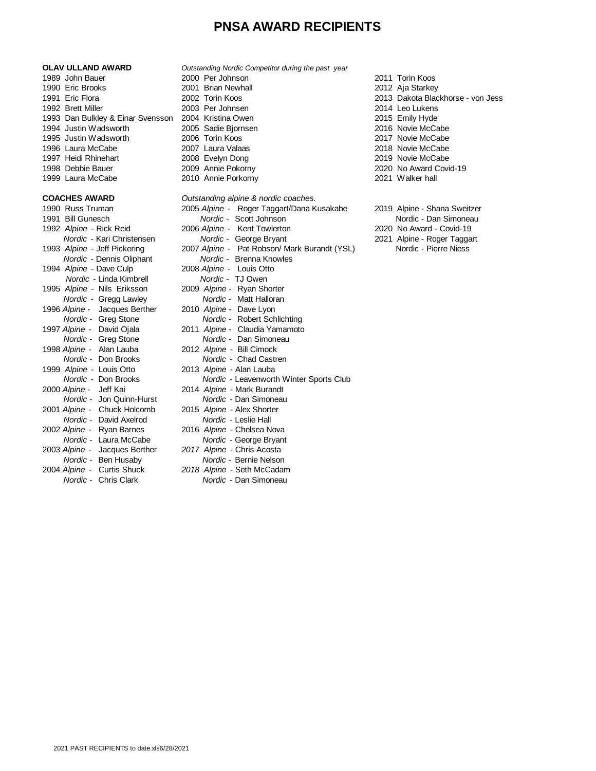# PNSA AWARD RECIPIENTS

**OLAV ULLAND AWARD** *Outstanding Nordic Competitor during the past year*

1989 John Bauer
1990 Eric Brooks
1991 Eric Flora
1992 Brett Miller
1993 Dan Bulkley & Einar Svensson
1994 Justin Wadsworth
1995 Justin Wadsworth
1996 Laura McCabe
1997 Heidi Rhinehart
1998 Debbie Bauer
1999 Laura McCabe
2000 Per Johnson
2001 Brian Newhall
2002 Torin Koos
2003 Per Johnsen
2004 Kristina Owen
2005 Sadie Bjornsen
2006 Torin Koos
2007 Laura Valaas
2008 Evelyn Dong
2009 Annie Pokorny
2010 Annie Porkorny
2011 Torin Koos
2012 Aja Starkey
2013 Dakota Blackhorse - von Jess
2014 Leo Lukens
2015 Emily Hyde
2016 Novie McCabe
2017 Novie McCabe
2018 Novie McCabe
2019 Novie McCabe
2020 No Award Covid-19
2021 Walker hall

**COACHES AWARD** *Outstanding alpine & nordic coaches.*

1990 Russ Truman
1991 Bill Gunesch
1992 *Alpine* - Rick Reid
*Nordic* - Kari Christensen
1993 *Alpine* - Jeff Pickering
*Nordic* - Dennis Oliphant
1994 *Alpine* - Dave Culp
*Nordic* - Linda Kimbrell
1995 *Alpine* - Nils Eriksson
*Nordic* - Gregg Lawley
1996 *Alpine* - Jacques Berther
*Nordic* - Greg Stone
1997 *Alpine* - David Ojala
*Nordic* - Greg Stone
1998 *Alpine* - Alan Lauba
*Nordic* - Don Brooks
1999 *Alpine* - Louis Otto
*Nordic* - Don Brooks
2000 *Alpine* - Jeff Kai
*Nordic* - Jon Quinn-Hurst
2001 *Alpine* - Chuck Holcomb
*Nordic* - David Axelrod
2002 *Alpine* - Ryan Barnes
*Nordic* - Laura McCabe
2003 *Alpine* - Jacques Berther
*Nordic* - Ben Husaby
2004 *Alpine* - Curtis Shuck
*Nordic* - Chris Clark
2005 *Alpine* - Roger Taggart/Dana Kusakabe
*Nordic* - Scott Johnson
2006 *Alpine* - Kent Towlerton
*Nordic* - George Bryant
2007 *Alpine* - Pat Robson/ Mark Burandt (YSL)
*Nordic* - Brenna Knowles
2008 *Alpine* - Louis Otto
*Nordic* - TJ Owen
2009 *Alpine* - Ryan Shorter
*Nordic* - Matt Halloran
2010 *Alpine* - Dave Lyon
*Nordic* - Robert Schlichting
2011 *Alpine* - Claudia Yamamoto
*Nordic* - Dan Simoneau
2012 *Alpine* - Bill Cimock
*Nordic* - Chad Castren
2013 *Alpine* - Alan Lauba
*Nordic* - Leavenworth Winter Sports Club
2014 *Alpine* - Mark Burandt
*Nordic* - Dan Simoneau
2015 *Alpine* - Alex Shorter
*Nordic* - Leslie Hall
2016 *Alpine* - Chelsea Nova
*Nordic* - George Bryant
*2017 Alpine* - Chris Acosta
*Nordic* - Bernie Nelson
*2018 Alpine* - Seth McCadam
*Nordic* - Dan Simoneau
2019 Alpine - Shana Sweitzer
Nordic - Dan Simoneau
2020 No Award - Covid-19
2021 Alpine - Roger Taggart
Nordic - Pierre Niess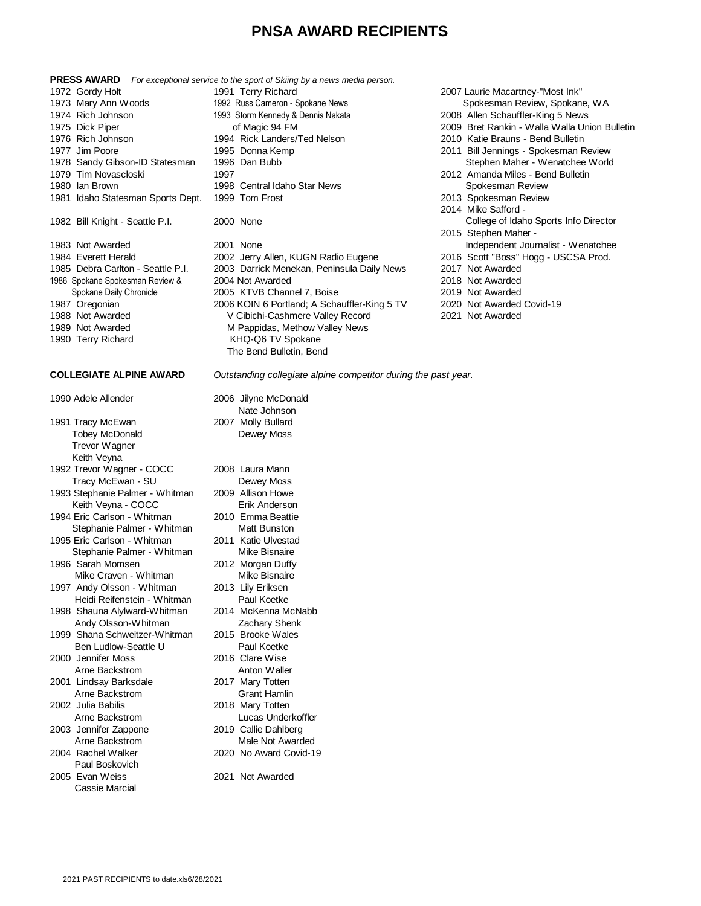# PNSA AWARD RECIPIENTS

**PRESS AWARD** *For exceptional service to the sport of Skiing by a news media person.*

1972 Gordy Holt
1973 Mary Ann Woods
1974 Rich Johnson
1975 Dick Piper
1976 Rich Johnson
1977 Jim Poore
1978 Sandy Gibson-ID Statesman
1979 Tim Novascloski
1980 Ian Brown
1981 Idaho Statesman Sports Dept.
1982 Bill Knight - Seattle P.I.
1983 Not Awarded
1984 Everett Herald
1985 Debra Carlton - Seattle P.I.
1986 Spokane Spokesman Review & Spokane Daily Chronicle
1987 Oregonian
1988 Not Awarded
1989 Not Awarded
1990 Terry Richard
1991 Terry Richard
1992 Russ Cameron - Spokane News
1993 Storm Kennedy & Dennis Nakata of Magic 94 FM
1994 Rick Landers/Ted Nelson
1995 Donna Kemp
1996 Dan Bubb
1997
1998 Central Idaho Star News
1999 Tom Frost
2000 None
2001 None
2002 Jerry Allen, KUGN Radio Eugene
2003 Darrick Menekan, Peninsula Daily News
2004 Not Awarded
2005 KTVB Channel 7, Boise
2006 KOIN 6 Portland; A Schauffler-King 5 TV
V Cibichi-Cashmere Valley Record
M Pappidas, Methow Valley News
KHQ-Q6 TV Spokane
The Bend Bulletin, Bend
2007 Laurie Macartney-"Most Ink" Spokesman Review, Spokane, WA
2008 Allen Schauffler-King 5 News
2009 Bret Rankin - Walla Walla Union Bulletin
2010 Katie Brauns - Bend Bulletin
2011 Bill Jennings - Spokesman Review
Stephen Maher - Wenatchee World
2012 Amanda Miles - Bend Bulletin
Spokesman Review
2013 Spokesman Review
2014 Mike Safford - College of Idaho Sports Info Director
2015 Stephen Maher - Independent Journalist - Wenatchee
2016 Scott "Boss" Hogg - USCSA Prod.
2017 Not Awarded
2018 Not Awarded
2019 Not Awarded
2020 Not Awarded Covid-19
2021 Not Awarded

**COLLEGIATE ALPINE AWARD** *Outstanding collegiate alpine competitor during the past year.*

1990 Adele Allender
1991 Tracy McEwan
Tobey McDonald
Trevor Wagner
Keith Veyna
1992 Trevor Wagner - COCC
Tracy McEwan - SU
1993 Stephanie Palmer - Whitman
Keith Veyna - COCC
1994 Eric Carlson - Whitman
Stephanie Palmer - Whitman
1995 Eric Carlson - Whitman
Stephanie Palmer - Whitman
1996 Sarah Momsen
Mike Craven - Whitman
1997 Andy Olsson - Whitman
Heidi Reifenstein - Whitman
1998 Shauna Alylward-Whitman
Andy Olsson-Whitman
1999 Shana Schweitzer-Whitman
Ben Ludlow-Seattle U
2000 Jennifer Moss
Arne Backstrom
2001 Lindsay Barksdale
Arne Backstrom
2002 Julia Babilis
Arne Backstrom
2003 Jennifer Zappone
Arne Backstrom
2004 Rachel Walker
Paul Boskovich
2005 Evan Weiss
Cassie Marcial
2006 Jilyne McDonald
Nate Johnson
2007 Molly Bullard
Dewey Moss
2008 Laura Mann
Dewey Moss
2009 Allison Howe
Erik Anderson
2010 Emma Beattie
Matt Bunston
2011 Katie Ulvestad
Mike Bisnaire
2012 Morgan Duffy
Mike Bisnaire
2013 Lily Eriksen
Paul Koetke
2014 McKenna McNabb
Zachary Shenk
2015 Brooke Wales
Paul Koetke
2016 Clare Wise
Anton Waller
2017 Mary Totten
Grant Hamlin
2018 Mary Totten
Lucas Underkoffler
2019 Callie Dahlberg
Male Not Awarded
2020 No Award Covid-19
2021 Not Awarded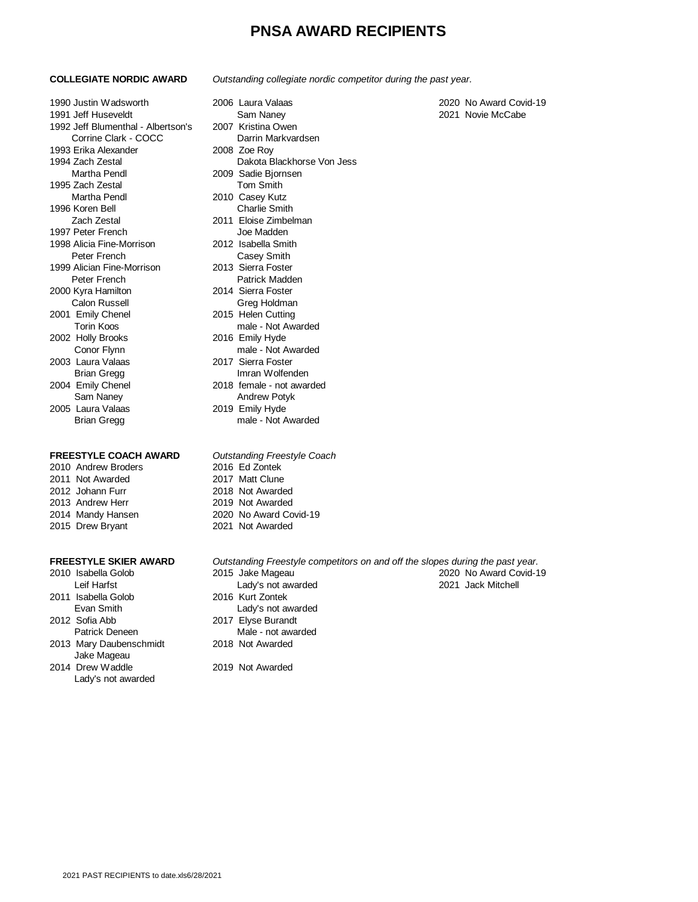# PNSA AWARD RECIPIENTS

**COLLEGIATE NORDIC AWARD** *Outstanding collegiate nordic competitor during the past year.*

1990 Justin Wadsworth
1991 Jeff Huseveldt
1992 Jeff Blumenthal - Albertson's
Corrine Clark - COCC
1993 Erika Alexander
1994 Zach Zestal
Martha Pendl
1995 Zach Zestal
Martha Pendl
1996 Koren Bell
Zach Zestal
1997 Peter French
1998 Alicia Fine-Morrison
Peter French
1999 Alician Fine-Morrison
Peter French
2000 Kyra Hamilton
Calon Russell
2001 Emily Chenel
Torin Koos
2002 Holly Brooks
Conor Flynn
2003 Laura Valaas
Brian Gregg
2004 Emily Chenel
Sam Naney
2005 Laura Valaas
Brian Gregg
2006 Laura Valaas
Sam Naney
2007 Kristina Owen
Darrin Markvardsen
2008 Zoe Roy
Dakota Blackhorse Von Jess
2009 Sadie Bjornsen
Tom Smith
2010 Casey Kutz
Charlie Smith
2011 Eloise Zimbelman
Joe Madden
2012 Isabella Smith
Casey Smith
2013 Sierra Foster
Patrick Madden
2014 Sierra Foster
Greg Holdman
2015 Helen Cutting
male - Not Awarded
2016 Emily Hyde
male - Not Awarded
2017 Sierra Foster
Imran Wolfenden
2018 female - not awarded
Andrew Potyk
2019 Emily Hyde
male - Not Awarded
2020 No Award Covid-19
2021 Novie McCabe

**FREESTYLE COACH AWARD** *Outstanding Freestyle Coach*

2010 Andrew Broders
2011 Not Awarded
2012 Johann Furr
2013 Andrew Herr
2014 Mandy Hansen
2015 Drew Bryant
2016 Ed Zontek
2017 Matt Clune
2018 Not Awarded
2019 Not Awarded
2020 No Award Covid-19
2021 Not Awarded

**FREESTYLE SKIER AWARD** *Outstanding Freestyle competitors on and off the slopes during the past year.*

2010 Isabella Golob
Leif Harfst
2011 Isabella Golob
Evan Smith
2012 Sofia Abb
Patrick Deneen
2013 Mary Daubenschmidt
Jake Mageau
2014 Drew Waddle
Lady's not awarded
2015 Jake Mageau
Lady's not awarded
2016 Kurt Zontek
Lady's not awarded
2017 Elyse Burandt
Male - not awarded
2018 Not Awarded
2019 Not Awarded
2020 No Award Covid-19
2021 Jack Mitchell

2021 PAST RECIPIENTS to date.xls6/28/2021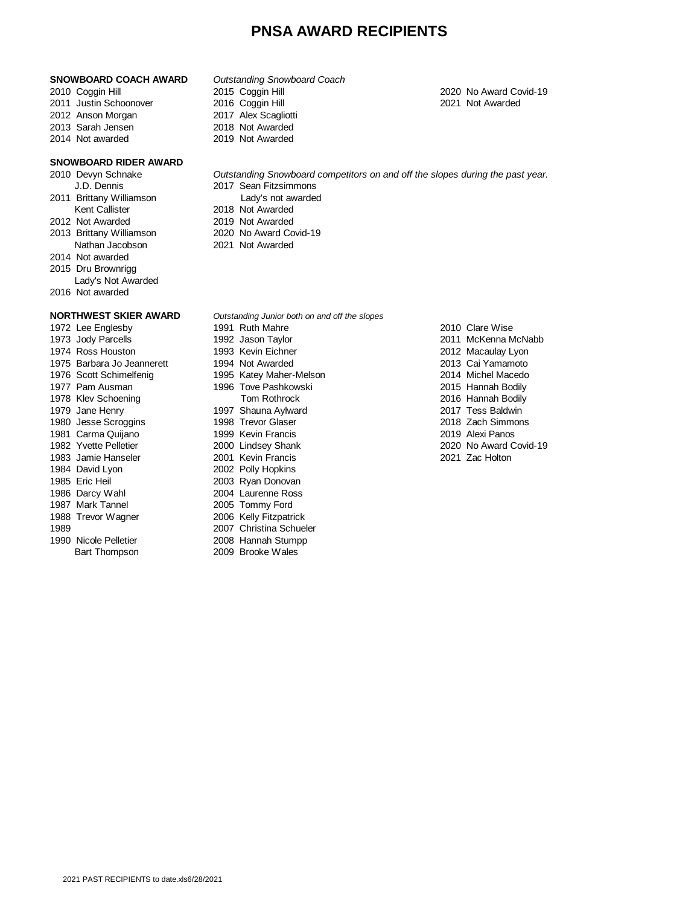# PNSA AWARD RECIPIENTS

### SNOWBOARD COACH AWARD

*Outstanding Snowboard Coach*

2010 Coggin Hill
2011 Justin Schoonover
2012 Anson Morgan
2013 Sarah Jensen
2014 Not awarded
2015 Coggin Hill
2016 Coggin Hill
2017 Alex Scagliotti
2018 Not Awarded
2019 Not Awarded
2020 No Award Covid-19
2021 Not Awarded

### SNOWBOARD RIDER AWARD

*Outstanding Snowboard competitors on and off the slopes during the past year.*

2010 Devyn Schnake
J.D. Dennis
2011 Brittany Williamson
Kent Callister
2012 Not Awarded
2013 Brittany Williamson
Nathan Jacobson
2014 Not awarded
2015 Dru Brownrigg
Lady's Not Awarded
2016 Not awarded
2017 Sean Fitzsimmons
Lady's not awarded
2018 Not Awarded
2019 Not Awarded
2020 No Award Covid-19
2021 Not Awarded

### NORTHWEST SKIER AWARD

*Outstanding Junior both on and off the slopes*

1972 Lee Englesby
1973 Jody Parcells
1974 Ross Houston
1975 Barbara Jo Jeannerett
1976 Scott Schimelfenig
1977 Pam Ausman
1978 Klev Schoening
1979 Jane Henry
1980 Jesse Scroggins
1981 Carma Quijano
1982 Yvette Pelletier
1983 Jamie Hanseler
1984 David Lyon
1985 Eric Heil
1986 Darcy Wahl
1987 Mark Tannel
1988 Trevor Wagner
1989
1990 Nicole Pelletier
Bart Thompson
1991 Ruth Mahre
1992 Jason Taylor
1993 Kevin Eichner
1994 Not Awarded
1995 Katey Maher-Melson
1996 Tove Pashkowski
Tom Rothrock
1997 Shauna Aylward
1998 Trevor Glaser
1999 Kevin Francis
2000 Lindsey Shank
2001 Kevin Francis
2002 Polly Hopkins
2003 Ryan Donovan
2004 Laurenne Ross
2005 Tommy Ford
2006 Kelly Fitzpatrick
2007 Christina Schueler
2008 Hannah Stumpp
2009 Brooke Wales
2010 Clare Wise
2011 McKenna McNabb
2012 Macaulay Lyon
2013 Cai Yamamoto
2014 Michel Macedo
2015 Hannah Bodily
2016 Hannah Bodily
2017 Tess Baldwin
2018 Zach Simmons
2019 Alexi Panos
2020 No Award Covid-19
2021 Zac Holton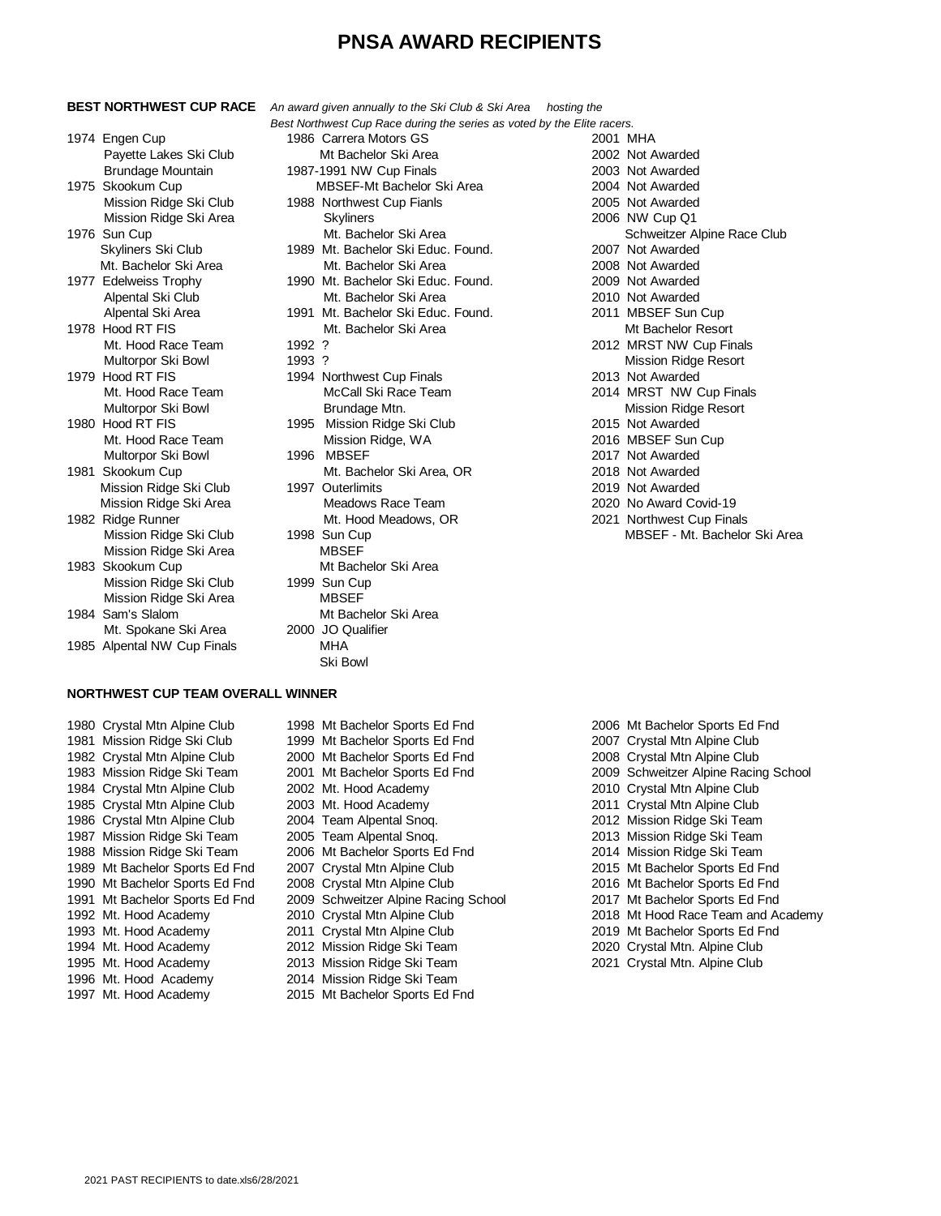# PNSA AWARD RECIPIENTS

**BEST NORTHWEST CUP RACE** *An award given annually to the Ski Club & Ski Area hosting the Best Northwest Cup Race during the series as voted by the Elite racers.*

1974 Engen Cup
Payette Lakes Ski Club
Brundage Mountain
1975 Skookum Cup
Mission Ridge Ski Club
Mission Ridge Ski Area
1976 Sun Cup
Skyliners Ski Club
Mt. Bachelor Ski Area
1977 Edelweiss Trophy
Alpental Ski Club
Alpental Ski Area
1978 Hood RT FIS
Mt. Hood Race Team
Multorpor Ski Bowl
1979 Hood RT FIS
Mt. Hood Race Team
Multorpor Ski Bowl
1980 Hood RT FIS
Mt. Hood Race Team
Multorpor Ski Bowl
1981 Skookum Cup
Mission Ridge Ski Club
Mission Ridge Ski Area
1982 Ridge Runner
Mission Ridge Ski Club
Mission Ridge Ski Area
1983 Skookum Cup
Mission Ridge Ski Club
Mission Ridge Ski Area
1984 Sam's Slalom
Mt. Spokane Ski Area
1985 Alpental NW Cup Finals

1986 Carrera Motors GS
Mt Bachelor Ski Area
1987-1991 NW Cup Finals
MBSEF-Mt Bachelor Ski Area
1988 Northwest Cup Fianls
Skyliners
Mt. Bachelor Ski Area
1989 Mt. Bachelor Ski Educ. Found.
Mt. Bachelor Ski Area
1990 Mt. Bachelor Ski Educ. Found.
Mt. Bachelor Ski Area
1991 Mt. Bachelor Ski Educ. Found.
Mt. Bachelor Ski Area
1992 ?
1993 ?
1994 Northwest Cup Finals
McCall Ski Race Team
Brundage Mtn.
1995 Mission Ridge Ski Club
Mission Ridge, WA
1996 MBSEF
Mt. Bachelor Ski Area, OR
1997 Outerlimits
Meadows Race Team
Mt. Hood Meadows, OR
1998 Sun Cup
MBSEF
Mt Bachelor Ski Area
1999 Sun Cup
MBSEF
Mt Bachelor Ski Area
2000 JO Qualifier
MHA
Ski Bowl

2001 MHA
2002 Not Awarded
2003 Not Awarded
2004 Not Awarded
2005 Not Awarded
2006 NW Cup Q1
Schweitzer Alpine Race Club
2007 Not Awarded
2008 Not Awarded
2009 Not Awarded
2010 Not Awarded
2011 MBSEF Sun Cup
Mt Bachelor Resort
2012 MRST NW Cup Finals
Mission Ridge Resort
2013 Not Awarded
2014 MRST NW Cup Finals
Mission Ridge Resort
2015 Not Awarded
2016 MBSEF Sun Cup
2017 Not Awarded
2018 Not Awarded
2019 Not Awarded
2020 No Award Covid-19
2021 Northwest Cup Finals
MBSEF - Mt. Bachelor Ski Area

**NORTHWEST CUP TEAM OVERALL WINNER**

1980 Crystal Mtn Alpine Club
1981 Mission Ridge Ski Club
1982 Crystal Mtn Alpine Club
1983 Mission Ridge Ski Team
1984 Crystal Mtn Alpine Club
1985 Crystal Mtn Alpine Club
1986 Crystal Mtn Alpine Club
1987 Mission Ridge Ski Team
1988 Mission Ridge Ski Team
1989 Mt Bachelor Sports Ed Fnd
1990 Mt Bachelor Sports Ed Fnd
1991 Mt Bachelor Sports Ed Fnd
1992 Mt. Hood Academy
1993 Mt. Hood Academy
1994 Mt. Hood Academy
1995 Mt. Hood Academy
1996 Mt. Hood Academy
1997 Mt. Hood Academy
1998 Mt Bachelor Sports Ed Fnd
1999 Mt Bachelor Sports Ed Fnd
2000 Mt Bachelor Sports Ed Fnd
2001 Mt Bachelor Sports Ed Fnd
2002 Mt. Hood Academy
2003 Mt. Hood Academy
2004 Team Alpental Snoq.
2005 Team Alpental Snoq.
2006 Mt Bachelor Sports Ed Fnd
2007 Crystal Mtn Alpine Club
2008 Crystal Mtn Alpine Club
2009 Schweitzer Alpine Racing School
2010 Crystal Mtn Alpine Club
2011 Crystal Mtn Alpine Club
2012 Mission Ridge Ski Team
2013 Mission Ridge Ski Team
2014 Mission Ridge Ski Team
2015 Mt Bachelor Sports Ed Fnd
2006 Mt Bachelor Sports Ed Fnd
2007 Crystal Mtn Alpine Club
2008 Crystal Mtn Alpine Club
2009 Schweitzer Alpine Racing School
2010 Crystal Mtn Alpine Club
2011 Crystal Mtn Alpine Club
2012 Mission Ridge Ski Team
2013 Mission Ridge Ski Team
2014 Mission Ridge Ski Team
2015 Mt Bachelor Sports Ed Fnd
2016 Mt Bachelor Sports Ed Fnd
2017 Mt Bachelor Sports Ed Fnd
2018 Mt Hood Race Team and Academy
2019 Mt Bachelor Sports Ed Fnd
2020 Crystal Mtn. Alpine Club
2021 Crystal Mtn. Alpine Club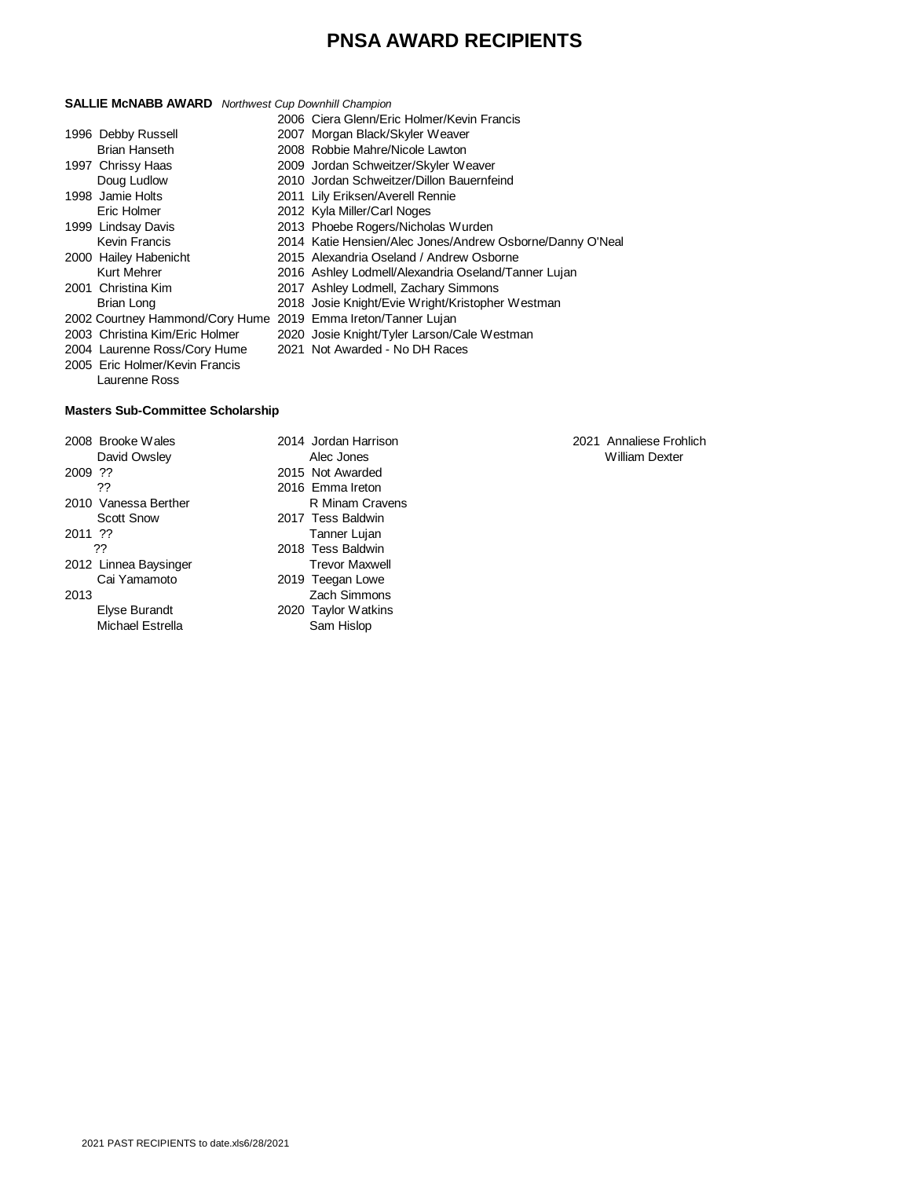# PNSA AWARD RECIPIENTS

**SALLIE McNABB AWARD** *Northwest Cup Downhill Champion*

1996 Debby Russell
Brian Hanseth
1997 Chrissy Haas
Doug Ludlow
1998 Jamie Holts
Eric Holmer
1999 Lindsay Davis
Kevin Francis
2000 Hailey Habenicht
Kurt Mehrer
2001 Christina Kim
Brian Long
2002 Courtney Hammond/Cory Hume
2003 Christina Kim/Eric Holmer
2004 Laurenne Ross/Cory Hume
2005 Eric Holmer/Kevin Francis
Laurenne Ross
2006 Ciera Glenn/Eric Holmer/Kevin Francis
2007 Morgan Black/Skyler Weaver
2008 Robbie Mahre/Nicole Lawton
2009 Jordan Schweitzer/Skyler Weaver
2010 Jordan Schweitzer/Dillon Bauernfeind
2011 Lily Eriksen/Averell Rennie
2012 Kyla Miller/Carl Noges
2013 Phoebe Rogers/Nicholas Wurden
2014 Katie Hensien/Alec Jones/Andrew Osborne/Danny O'Neal
2015 Alexandria Oseland / Andrew Osborne
2016 Ashley Lodmell/Alexandria Oseland/Tanner Lujan
2017 Ashley Lodmell, Zachary Simmons
2018 Josie Knight/Evie Wright/Kristopher Westman
2019 Emma Ireton/Tanner Lujan
2020 Josie Knight/Tyler Larson/Cale Westman
2021 Not Awarded - No DH Races

**Masters Sub-Committee Scholarship**

2008 Brooke Wales
David Owsley
2009 ??
??
2010 Vanessa Berther
Scott Snow
2011 ??
??
2012 Linnea Baysinger
Cai Yamamoto
2013
Elyse Burandt
Michael Estrella
2014 Jordan Harrison
Alec Jones
2015 Not Awarded
2016 Emma Ireton
R Minam Cravens
2017 Tess Baldwin
Tanner Lujan
2018 Tess Baldwin
Trevor Maxwell
2019 Teegan Lowe
Zach Simmons
2020 Taylor Watkins
Sam Hislop
2021 Annaliese Frohlich
William Dexter

2021 PAST RECIPIENTS to date.xls6/28/2021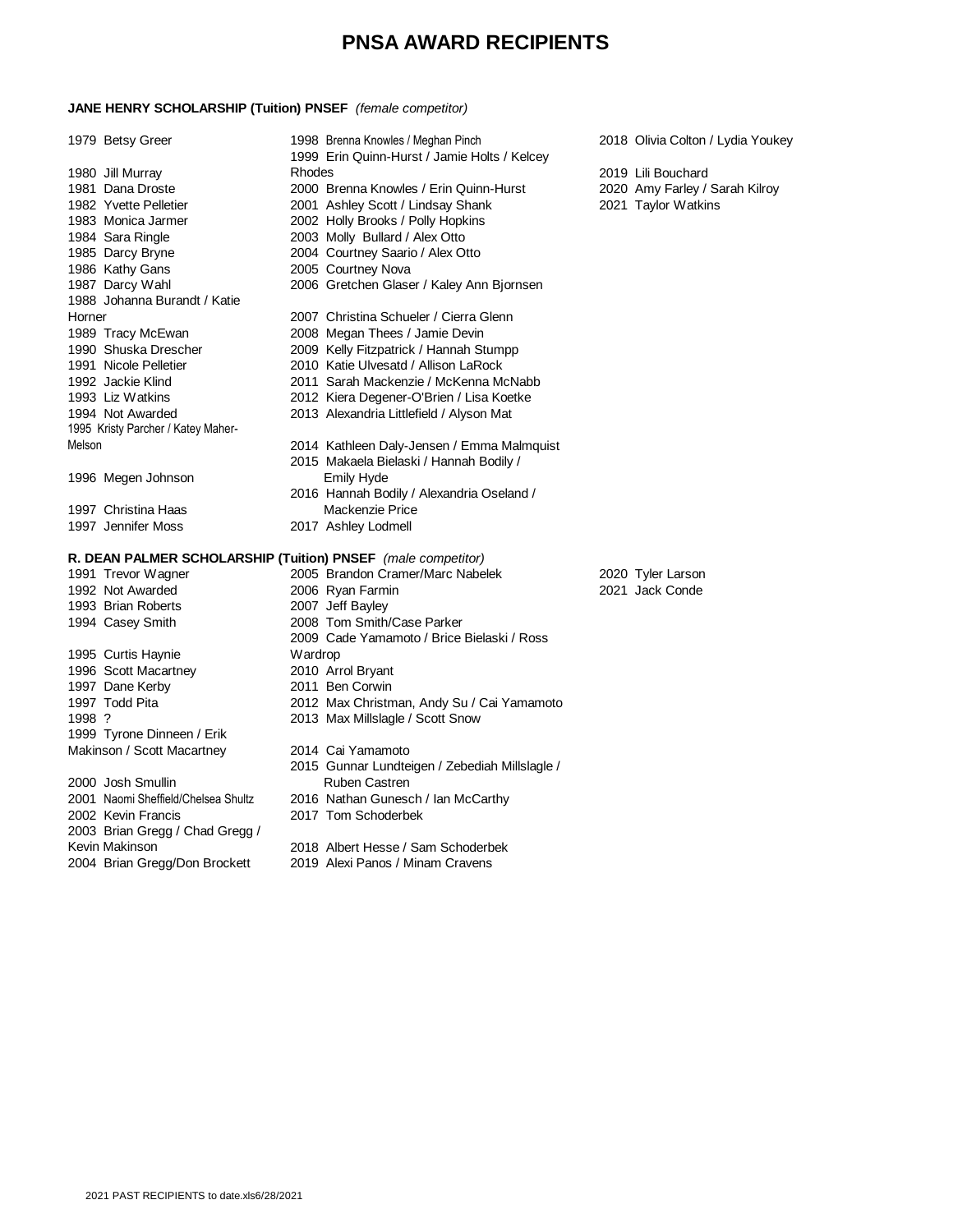# PNSA AWARD RECIPIENTS

**JANE HENRY SCHOLARSHIP (Tuition) PNSEF** *(female competitor)*

1979 Betsy Greer
1980 Jill Murray
1981 Dana Droste
1982 Yvette Pelletier
1983 Monica Jarmer
1984 Sara Ringle
1985 Darcy Bryne
1986 Kathy Gans
1987 Darcy Wahl
1988 Johanna Burandt / Katie Horner
1989 Tracy McEwan
1990 Shuska Drescher
1991 Nicole Pelletier
1992 Jackie Klind
1993 Liz Watkins
1994 Not Awarded
1995 Kristy Parcher / Katey Maher-Melson
1996 Megen Johnson
1997 Christina Haas
1997 Jennifer Moss
1998 Brenna Knowles / Meghan Pinch
1999 Erin Quinn-Hurst / Jamie Holts / Kelcey Rhodes
2000 Brenna Knowles / Erin Quinn-Hurst
2001 Ashley Scott / Lindsay Shank
2002 Holly Brooks / Polly Hopkins
2003 Molly Bullard / Alex Otto
2004 Courtney Saario / Alex Otto
2005 Courtney Nova
2006 Gretchen Glaser / Kaley Ann Bjornsen
2007 Christina Schueler / Cierra Glenn
2008 Megan Thees / Jamie Devin
2009 Kelly Fitzpatrick / Hannah Stumpp
2010 Katie Ulvesatd / Allison LaRock
2011 Sarah Mackenzie / McKenna McNabb
2012 Kiera Degener-O'Brien / Lisa Koetke
2013 Alexandria Littlefield / Alyson Mat
2014 Kathleen Daly-Jensen / Emma Malmquist
2015 Makaela Bielaski / Hannah Bodily / Emily Hyde
2016 Hannah Bodily / Alexandria Oseland / Mackenzie Price
2017 Ashley Lodmell
2018 Olivia Colton / Lydia Youkey
2019 Lili Bouchard
2020 Amy Farley / Sarah Kilroy
2021 Taylor Watkins

**R. DEAN PALMER SCHOLARSHIP (Tuition) PNSEF** *(male competitor)*

1991 Trevor Wagner
1992 Not Awarded
1993 Brian Roberts
1994 Casey Smith
1995 Curtis Haynie
1996 Scott Macartney
1997 Dane Kerby
1997 Todd Pita
1998 ?
1999 Tyrone Dinneen / Erik Makinson / Scott Macartney
2000 Josh Smullin
2001 Naomi Sheffield/Chelsea Shultz
2002 Kevin Francis
2003 Brian Gregg / Chad Gregg / Kevin Makinson
2004 Brian Gregg/Don Brockett
2005 Brandon Cramer/Marc Nabelek
2006 Ryan Farmin
2007 Jeff Bayley
2008 Tom Smith/Case Parker
2009 Cade Yamamoto / Brice Bielaski / Ross Wardrop
2010 Arrol Bryant
2011 Ben Corwin
2012 Max Christman, Andy Su / Cai Yamamoto
2013 Max Millslagle / Scott Snow
2014 Cai Yamamoto
2015 Gunnar Lundteigen / Zebediah Millslagle / Ruben Castren
2016 Nathan Gunesch / Ian McCarthy
2017 Tom Schoderbek
2018 Albert Hesse / Sam Schoderbek
2019 Alexi Panos / Minam Cravens
2020 Tyler Larson
2021 Jack Conde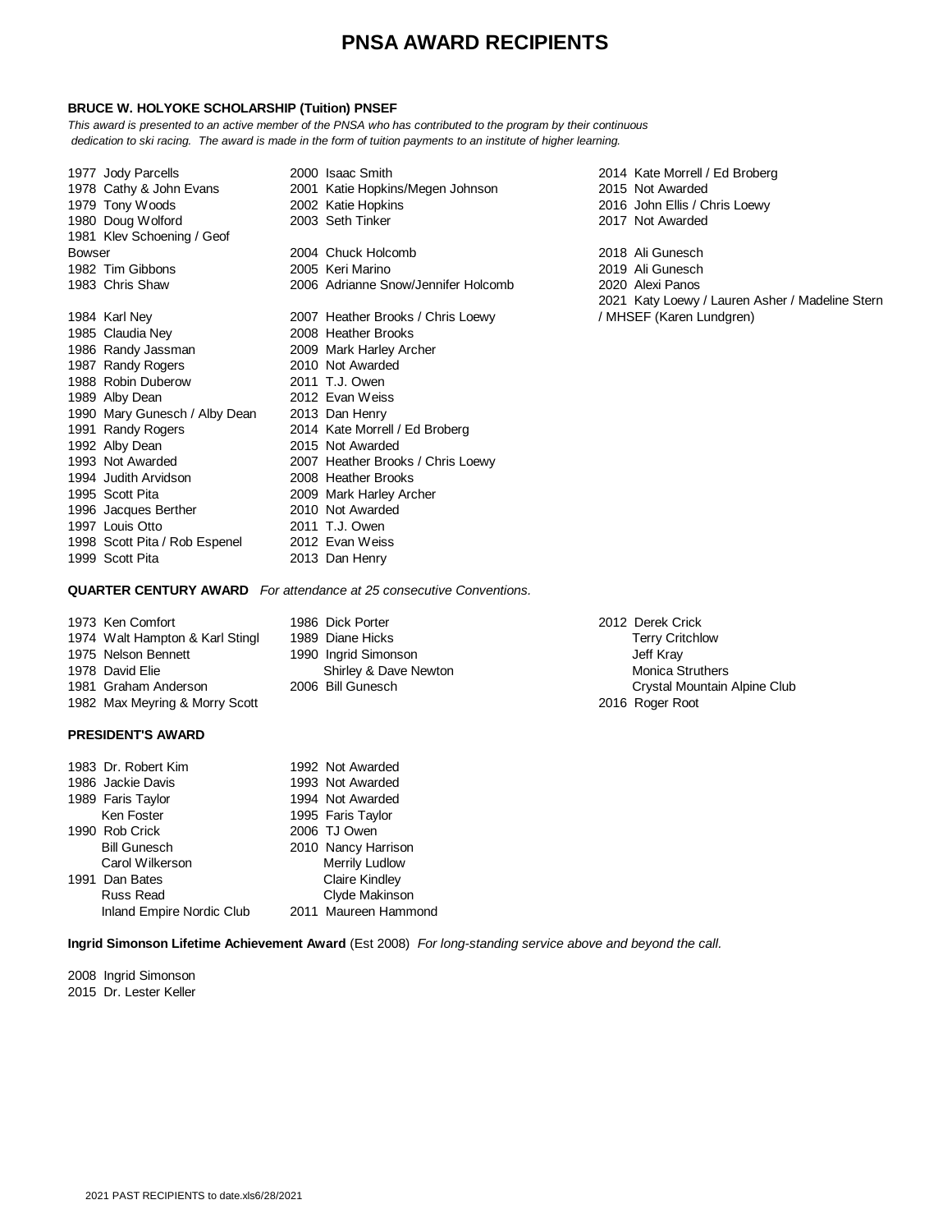# PNSA AWARD RECIPIENTS

**BRUCE W. HOLYOKE SCHOLARSHIP (Tuition) PNSEF**

*This award is presented to an active member of the PNSA who has contributed to the program by their continuous dedication to ski racing. The award is made in the form of tuition payments to an institute of higher learning.*

1977 Jody Parcells
1978 Cathy & John Evans
1979 Tony Woods
1980 Doug Wolford
1981 Klev Schoening / Geof Bowser
1982 Tim Gibbons
1983 Chris Shaw
1984 Karl Ney
1985 Claudia Ney
1986 Randy Jassman
1987 Randy Rogers
1988 Robin Duberow
1989 Alby Dean
1990 Mary Gunesch / Alby Dean
1991 Randy Rogers
1992 Alby Dean
1993 Not Awarded
1994 Judith Arvidson
1995 Scott Pita
1996 Jacques Berther
1997 Louis Otto
1998 Scott Pita / Rob Espenel
1999 Scott Pita
2000 Isaac Smith
2001 Katie Hopkins/Megen Johnson
2002 Katie Hopkins
2003 Seth Tinker
2004 Chuck Holcomb
2005 Keri Marino
2006 Adrienne Snow/Jennifer Holcomb
2007 Heather Brooks / Chris Loewy
2008 Heather Brooks
2009 Mark Harley Archer
2010 Not Awarded
2011 T.J. Owen
2012 Evan Weiss
2013 Dan Henry
2014 Kate Morrell / Ed Broberg
2015 Not Awarded
2007 Heather Brooks / Chris Loewy
2008 Heather Brooks
2009 Mark Harley Archer
2010 Not Awarded
2011 T.J. Owen
2012 Evan Weiss
2013 Dan Henry
2014 Kate Morrell / Ed Broberg
2015 Not Awarded
2016 John Ellis / Chris Loewy
2017 Not Awarded
2018 Ali Gunesch
2019 Ali Gunesch
2020 Alexi Panos
2021 Katy Loewy / Lauren Asher / Madeline Stern / MHSEF (Karen Lundgren)

**QUARTER CENTURY AWARD** *For attendance at 25 consecutive Conventions.*

1973 Ken Comfort
1974 Walt Hampton & Karl Stingl
1975 Nelson Bennett
1978 David Elie
1981 Graham Anderson
1982 Max Meyring & Morry Scott
1986 Dick Porter
1989 Diane Hicks
1990 Ingrid Simonson
Shirley & Dave Newton
2006 Bill Gunesch
2012 Derek Crick
Terry Critchlow
Jeff Kray
Monica Struthers
Crystal Mountain Alpine Club
2016 Roger Root

**PRESIDENT'S AWARD**

1983 Dr. Robert Kim
1986 Jackie Davis
1989 Faris Taylor
Ken Foster
1990 Rob Crick
Bill Gunesch
Carol Wilkerson
1991 Dan Bates
Russ Read
Inland Empire Nordic Club
1992 Not Awarded
1993 Not Awarded
1994 Not Awarded
1995 Faris Taylor
2006 TJ Owen
2010 Nancy Harrison
Merrily Ludlow
Claire Kindley
Clyde Makinson
2011 Maureen Hammond

**Ingrid Simonson Lifetime Achievement Award** (Est 2008) *For long-standing service above and beyond the call.*

2008 Ingrid Simonson
2015 Dr. Lester Keller